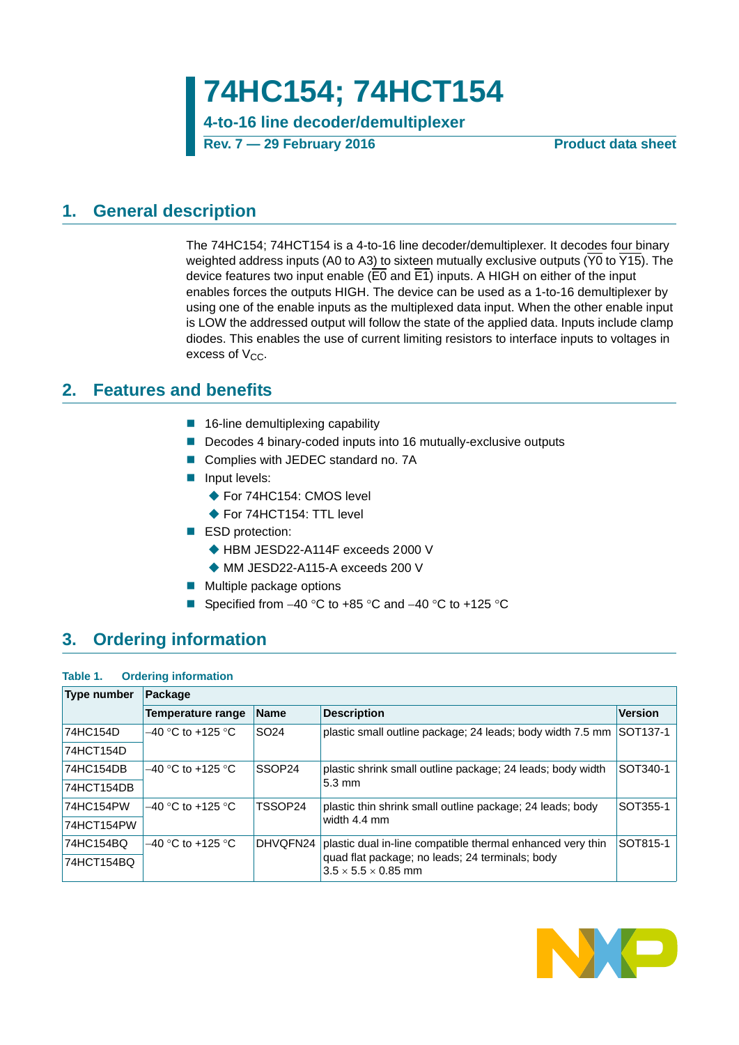# 74HC154; 74HCT154

## 4-to-16 line decoder/demultiplexer

**Rev. 7 — 29 February 2016** **Product data sheet**

## 1. General description

The 74HC154; 74HCT154 is a 4-to-16 line decoder/demultiplexer. It decodes four binary weighted address inputs (A0 to A3) to sixteen mutually exclusive outputs ($\overline{Y0}$ to $\overline{Y15}$). The device features two input enable ($\overline{E0}$ and $\overline{E1}$) inputs. A HIGH on either of the input enables forces the outputs HIGH. The device can be used as a 1-to-16 demultiplexer by using one of the enable inputs as the multiplexed data input. When the other enable input is LOW the addressed output will follow the state of the applied data. Inputs include clamp diodes. This enables the use of current limiting resistors to interface inputs to voltages in excess of $V_{CC}$.

## 2. Features and benefits

- 16-line demultiplexing capability
- Decodes 4 binary-coded inputs into 16 mutually-exclusive outputs
- Complies with JEDEC standard no. 7A
- Input levels:
  - For 74HC154: CMOS level
  - For 74HCT154: TTL level
- ESD protection:
  - HBM JESD22-A114F exceeds 2000 V
  - MM JESD22-A115-A exceeds 200 V
- Multiple package options
- Specified from –40 °C to +85 °C and –40 °C to +125 °C

## 3. Ordering information

**Table 1. Ordering information**

| Type number | Package | | | |
|---|---|---|---|---|
| | Temperature range | Name | Description | Version |
| 74HC154D | –40 °C to +125 °C | SO24 | plastic small outline package; 24 leads; body width 7.5 mm | SOT137-1 |
| 74HCT154D | | | | |
| 74HC154DB | –40 °C to +125 °C | SSOP24 | plastic shrink small outline package; 24 leads; body width 5.3 mm | SOT340-1 |
| 74HCT154DB | | | | |
| 74HC154PW | –40 °C to +125 °C | TSSOP24 | plastic thin shrink small outline package; 24 leads; body width 4.4 mm | SOT355-1 |
| 74HCT154PW | | | | |
| 74HC154BQ | –40 °C to +125 °C | DHVQFN24 | plastic dual in-line compatible thermal enhanced very thin quad flat package; no leads; 24 terminals; body 3.5 × 5.5 × 0.85 mm | SOT815-1 |
| 74HCT154BQ | | | | |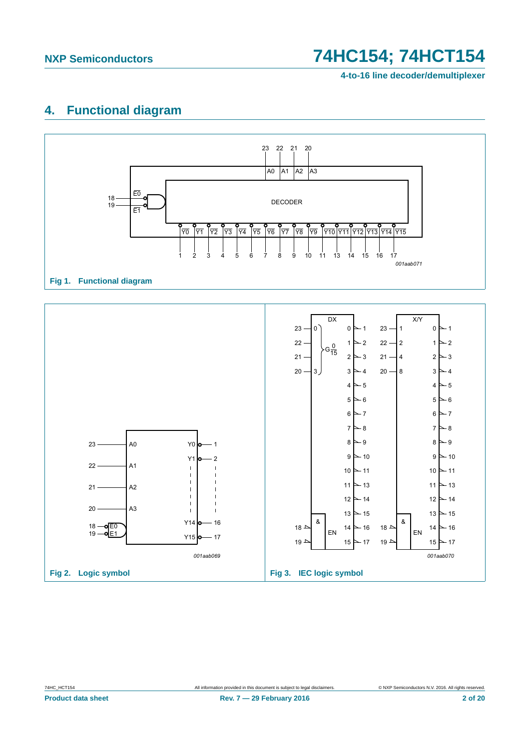## 4. Functional diagram

Fig 1. Functional diagram

Fig 2. Logic symbol

Fig 3. IEC logic symbol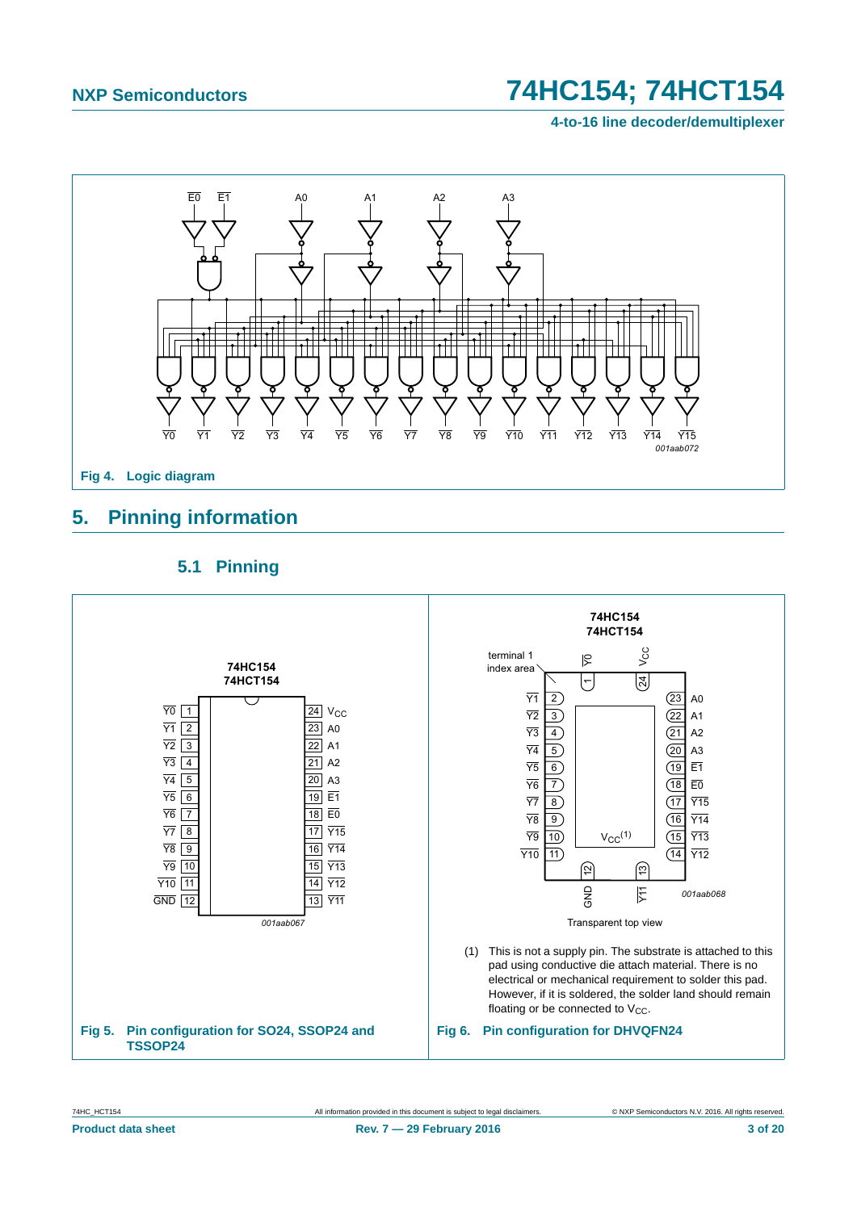Fig 4. Logic diagram

## 5. Pinning information

### 5.1 Pinning

Fig 5. Pin configuration for SO24, SSOP24 and TSSOP24

Transparent top view

(1) This is not a supply pin. The substrate is attached to this pad using conductive die attach material. There is no electrical or mechanical requirement to solder this pad. However, if it is soldered, the solder land should remain floating or be connected to $V_{CC}$.

Fig 6. Pin configuration for DHVQFN24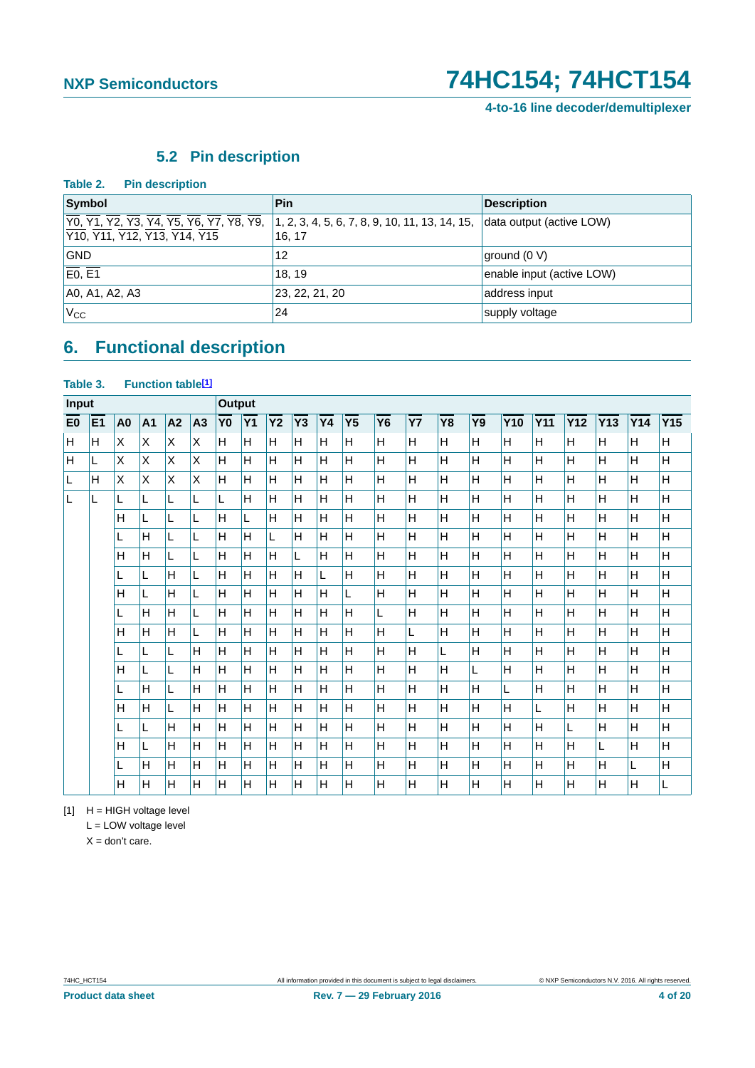### 5.2 Pin description

**Table 2. Pin description**

| Symbol | Pin | Description |
|---|---|---|
| $\overline{Y0}$, $\overline{Y1}$, $\overline{Y2}$, $\overline{Y3}$, $\overline{Y4}$, $\overline{Y5}$, $\overline{Y6}$, $\overline{Y7}$, $\overline{Y8}$, $\overline{Y9}$, $\overline{Y10}$, $\overline{Y11}$, $\overline{Y12}$, $\overline{Y13}$, $\overline{Y14}$, $\overline{Y15}$ | 1, 2, 3, 4, 5, 6, 7, 8, 9, 10, 11, 13, 14, 15, 16, 17 | data output (active LOW) |
| GND | 12 | ground (0 V) |
| $\overline{E0}$, $\overline{E1}$ | 18, 19 | enable input (active LOW) |
| A0, A1, A2, A3 | 23, 22, 21, 20 | address input |
| $V_{CC}$ | 24 | supply voltage |

## 6. Functional description

**Table 3. Function table[1]**

| Input | | | | | | Output | | | | | | | | | | | | | | | |
|---|---|---|---|---|---|---|---|---|---|---|---|---|---|---|---|---|---|---|---|---|---|
| $\overline{E0}$ | $\overline{E1}$ | A0 | A1 | A2 | A3 | $\overline{Y0}$ | $\overline{Y1}$ | $\overline{Y2}$ | $\overline{Y3}$ | $\overline{Y4}$ | $\overline{Y5}$ | $\overline{Y6}$ | $\overline{Y7}$ | $\overline{Y8}$ | $\overline{Y9}$ | $\overline{Y10}$ | $\overline{Y11}$ | $\overline{Y12}$ | $\overline{Y13}$ | $\overline{Y14}$ | $\overline{Y15}$ |
| H | H | X | X | X | X | H | H | H | H | H | H | H | H | H | H | H | H | H | H | H | H |
| H | L | X | X | X | X | H | H | H | H | H | H | H | H | H | H | H | H | H | H | H | H |
| L | H | X | X | X | X | H | H | H | H | H | H | H | H | H | H | H | H | H | H | H | H |
| L | L | L | L | L | L | L | H | H | H | H | H | H | H | H | H | H | H | H | H | H | H |
| | | H | L | L | L | H | L | H | H | H | H | H | H | H | H | H | H | H | H | H | H |
| | | L | H | L | L | H | H | L | H | H | H | H | H | H | H | H | H | H | H | H | H |
| | | H | H | L | L | H | H | H | L | H | H | H | H | H | H | H | H | H | H | H | H |
| | | L | L | H | L | H | H | H | H | L | H | H | H | H | H | H | H | H | H | H | H |
| | | H | L | H | L | H | H | H | H | H | L | H | H | H | H | H | H | H | H | H | H |
| | | L | H | H | L | H | H | H | H | H | H | L | H | H | H | H | H | H | H | H | H |
| | | H | H | H | L | H | H | H | H | H | H | H | L | H | H | H | H | H | H | H | H |
| | | L | L | L | H | H | H | H | H | H | H | H | H | L | H | H | H | H | H | H | H |
| | | H | L | L | H | H | H | H | H | H | H | H | H | H | L | H | H | H | H | H | H |
| | | L | H | L | H | H | H | H | H | H | H | H | H | H | H | L | H | H | H | H | H |
| | | H | H | L | H | H | H | H | H | H | H | H | H | H | H | H | L | H | H | H | H |
| | | L | L | H | H | H | H | H | H | H | H | H | H | H | H | H | H | L | H | H | H |
| | | H | L | H | H | H | H | H | H | H | H | H | H | H | H | H | H | H | L | H | H |
| | | L | H | H | H | H | H | H | H | H | H | H | H | H | H | H | H | H | H | L | H |
| | | H | H | H | H | H | H | H | H | H | H | H | H | H | H | H | H | H | H | H | L |

[1] H = HIGH voltage level

L = LOW voltage level

X = don't care.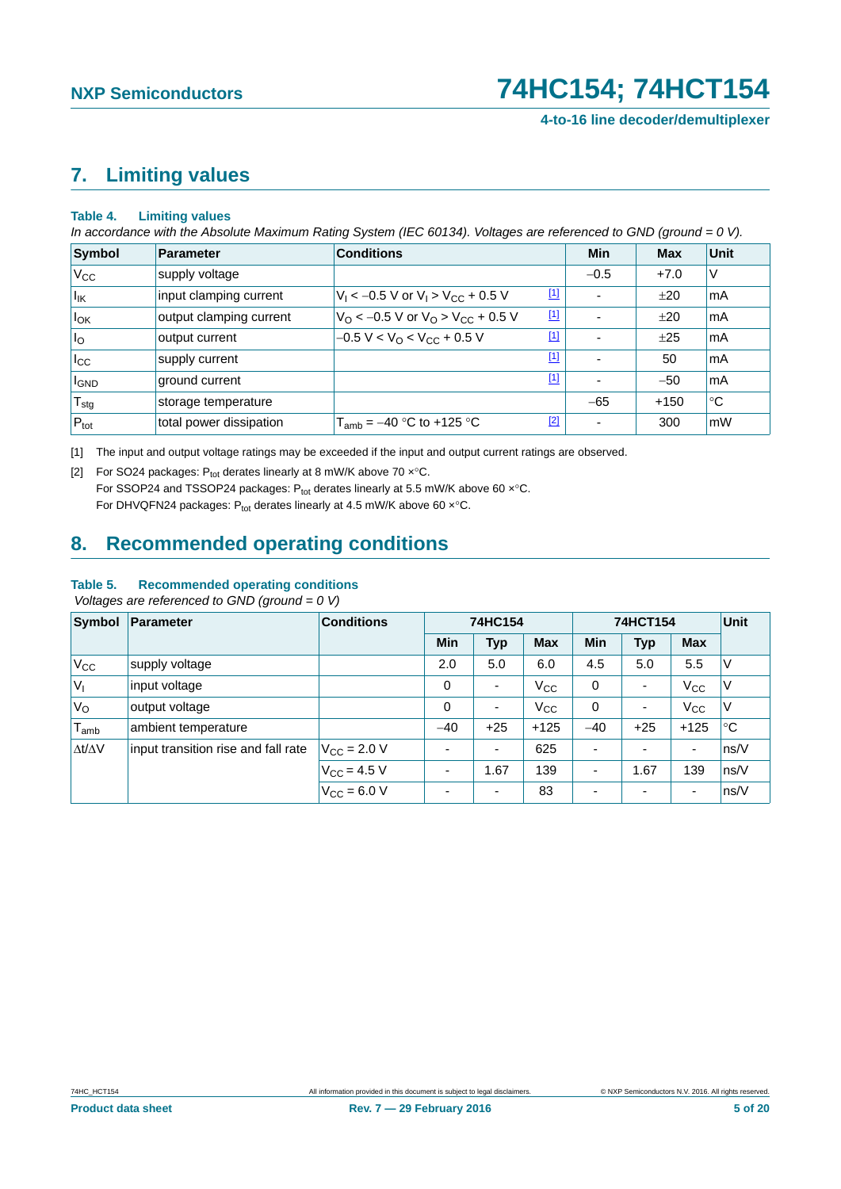## 7. Limiting values

**Table 4. Limiting values**

*In accordance with the Absolute Maximum Rating System (IEC 60134). Voltages are referenced to GND (ground = 0 V).*

| Symbol | Parameter | Conditions | | Min | Max | Unit |
|---|---|---|---|---|---|---|
| $V_{CC}$ | supply voltage | | | −0.5 | +7.0 | V |
| $I_{IK}$ | input clamping current | $V_I < −0.5$ V or $V_I > V_{CC} + 0.5$ V | [1] | - | ±20 | mA |
| $I_{OK}$ | output clamping current | $V_O < −0.5$ V or $V_O > V_{CC} + 0.5$ V | [1] | - | ±20 | mA |
| $I_O$ | output current | $−0.5 \text{ V} < V_O < V_{CC} + 0.5$ V | [1] | - | ±25 | mA |
| $I_{CC}$ | supply current | | [1] | - | 50 | mA |
| $I_{GND}$ | ground current | | [1] | - | −50 | mA |
| $T_{stg}$ | storage temperature | | | −65 | +150 | °C |
| $P_{tot}$ | total power dissipation | $T_{amb} = −40$ °C to +125 °C | [2] | - | 300 | mW |

[1] The input and output voltage ratings may be exceeded if the input and output current ratings are observed.

[2] For SO24 packages: $P_{tot}$ derates linearly at 8 mW/K above 70 ×°C.
For SSOP24 and TSSOP24 packages: $P_{tot}$ derates linearly at 5.5 mW/K above 60 ×°C.
For DHVQFN24 packages: $P_{tot}$ derates linearly at 4.5 mW/K above 60 ×°C.

## 8. Recommended operating conditions

**Table 5. Recommended operating conditions**

*Voltages are referenced to GND (ground = 0 V)*

| Symbol | Parameter | Conditions | 74HC154 | | | 74HCT154 | | | Unit |
|---|---|---|---|---|---|---|---|---|---|
| | | | Min | Typ | Max | Min | Typ | Max | |
| $V_{CC}$ | supply voltage | | 2.0 | 5.0 | 6.0 | 4.5 | 5.0 | 5.5 | V |
| $V_I$ | input voltage | | 0 | - | $V_{CC}$ | 0 | - | $V_{CC}$ | V |
| $V_O$ | output voltage | | 0 | - | $V_{CC}$ | 0 | - | $V_{CC}$ | V |
| $T_{amb}$ | ambient temperature | | −40 | +25 | +125 | −40 | +25 | +125 | °C |
| $\Delta t/\Delta V$ | input transition rise and fall rate | $V_{CC} = 2.0$ V | - | - | 625 | - | - | - | ns/V |
| | | $V_{CC} = 4.5$ V | - | 1.67 | 139 | - | 1.67 | 139 | ns/V |
| | | $V_{CC} = 6.0$ V | - | - | 83 | - | - | - | ns/V |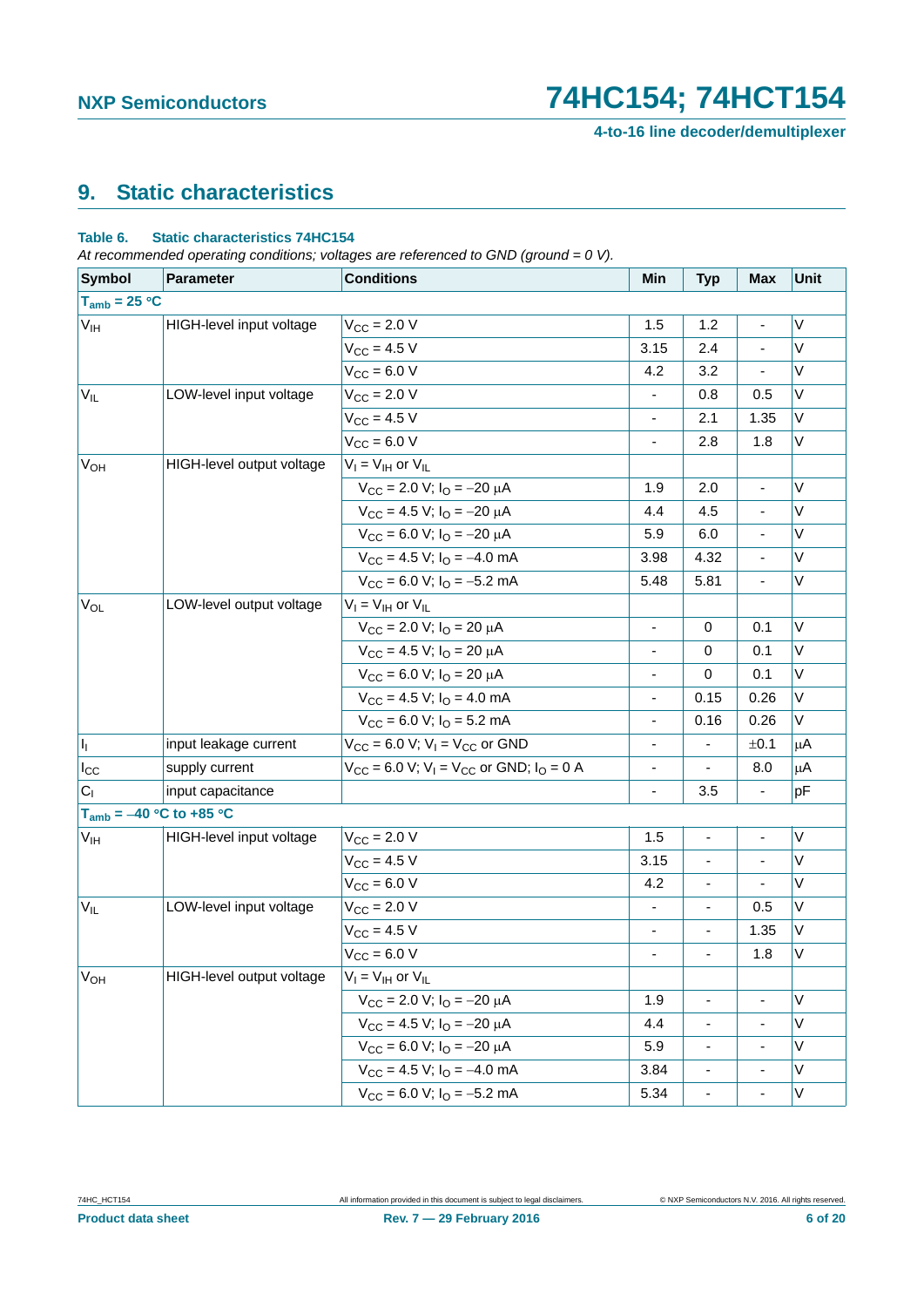## 9. Static characteristics

**Table 6. Static characteristics 74HC154**

*At recommended operating conditions; voltages are referenced to GND (ground = 0 V).*

| Symbol | Parameter | Conditions | Min | Typ | Max | Unit |
|---|---|---|---|---|---|---|
| $T_{amb}$ = 25 °C | | | | | | |
| $V_{IH}$ | HIGH-level input voltage | $V_{CC}$ = 2.0 V | 1.5 | 1.2 | - | V |
| | | $V_{CC}$ = 4.5 V | 3.15 | 2.4 | - | V |
| | | $V_{CC}$ = 6.0 V | 4.2 | 3.2 | - | V |
| $V_{IL}$ | LOW-level input voltage | $V_{CC}$ = 2.0 V | - | 0.8 | 0.5 | V |
| | | $V_{CC}$ = 4.5 V | - | 2.1 | 1.35 | V |
| | | $V_{CC}$ = 6.0 V | - | 2.8 | 1.8 | V |
| $V_{OH}$ | HIGH-level output voltage | $V_I = V_{IH}$ or $V_{IL}$ | | | | |
| | | $V_{CC}$ = 2.0 V; $I_O$ = −20 μA | 1.9 | 2.0 | - | V |
| | | $V_{CC}$ = 4.5 V; $I_O$ = −20 μA | 4.4 | 4.5 | - | V |
| | | $V_{CC}$ = 6.0 V; $I_O$ = −20 μA | 5.9 | 6.0 | - | V |
| | | $V_{CC}$ = 4.5 V; $I_O$ = −4.0 mA | 3.98 | 4.32 | - | V |
| | | $V_{CC}$ = 6.0 V; $I_O$ = −5.2 mA | 5.48 | 5.81 | - | V |
| $V_{OL}$ | LOW-level output voltage | $V_I = V_{IH}$ or $V_{IL}$ | | | | |
| | | $V_{CC}$ = 2.0 V; $I_O$ = 20 μA | - | 0 | 0.1 | V |
| | | $V_{CC}$ = 4.5 V; $I_O$ = 20 μA | - | 0 | 0.1 | V |
| | | $V_{CC}$ = 6.0 V; $I_O$ = 20 μA | - | 0 | 0.1 | V |
| | | $V_{CC}$ = 4.5 V; $I_O$ = 4.0 mA | - | 0.15 | 0.26 | V |
| | | $V_{CC}$ = 6.0 V; $I_O$ = 5.2 mA | - | 0.16 | 0.26 | V |
| $I_I$ | input leakage current | $V_{CC}$ = 6.0 V; $V_I = V_{CC}$ or GND | - | - | ±0.1 | μA |
| $I_{CC}$ | supply current | $V_{CC}$ = 6.0 V; $V_I = V_{CC}$ or GND; $I_O$ = 0 A | - | - | 8.0 | μA |
| $C_I$ | input capacitance | | - | 3.5 | - | pF |
| $T_{amb}$ = −40 °C to +85 °C | | | | | | |
| $V_{IH}$ | HIGH-level input voltage | $V_{CC}$ = 2.0 V | 1.5 | - | - | V |
| | | $V_{CC}$ = 4.5 V | 3.15 | - | - | V |
| | | $V_{CC}$ = 6.0 V | 4.2 | - | - | V |
| $V_{IL}$ | LOW-level input voltage | $V_{CC}$ = 2.0 V | - | - | 0.5 | V |
| | | $V_{CC}$ = 4.5 V | - | - | 1.35 | V |
| | | $V_{CC}$ = 6.0 V | - | - | 1.8 | V |
| $V_{OH}$ | HIGH-level output voltage | $V_I = V_{IH}$ or $V_{IL}$ | | | | |
| | | $V_{CC}$ = 2.0 V; $I_O$ = −20 μA | 1.9 | - | - | V |
| | | $V_{CC}$ = 4.5 V; $I_O$ = −20 μA | 4.4 | - | - | V |
| | | $V_{CC}$ = 6.0 V; $I_O$ = −20 μA | 5.9 | - | - | V |
| | | $V_{CC}$ = 4.5 V; $I_O$ = −4.0 mA | 3.84 | - | - | V |
| | | $V_{CC}$ = 6.0 V; $I_O$ = −5.2 mA | 5.34 | - | - | V |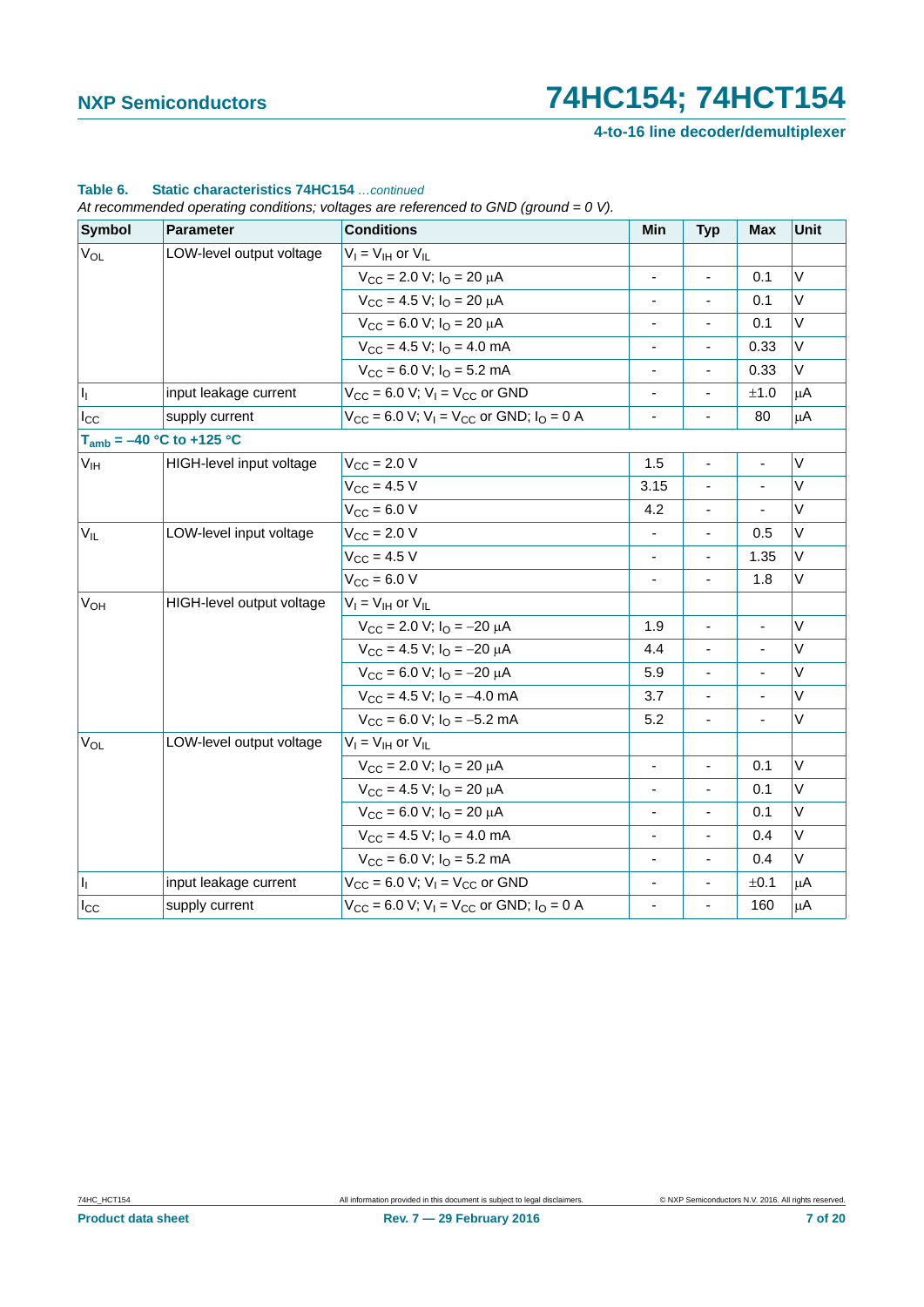**Table 6. Static characteristics 74HC154** *…continued*

*At recommended operating conditions; voltages are referenced to GND (ground = 0 V).*

| Symbol | Parameter | Conditions | Min | Typ | Max | Unit |
|---|---|---|---|---|---|---|
| $V_{OL}$ | LOW-level output voltage | $V_I = V_{IH}$ or $V_{IL}$ | | | | |
| | | $V_{CC} = 2.0$ V; $I_O = 20$ μA | - | - | 0.1 | V |
| | | $V_{CC} = 4.5$ V; $I_O = 20$ μA | - | - | 0.1 | V |
| | | $V_{CC} = 6.0$ V; $I_O = 20$ μA | - | - | 0.1 | V |
| | | $V_{CC} = 4.5$ V; $I_O = 4.0$ mA | - | - | 0.33 | V |
| | | $V_{CC} = 6.0$ V; $I_O = 5.2$ mA | - | - | 0.33 | V |
| $I_I$ | input leakage current | $V_{CC} = 6.0$ V; $V_I = V_{CC}$ or GND | - | - | ±1.0 | μA |
| $I_{CC}$ | supply current | $V_{CC} = 6.0$ V; $V_I = V_{CC}$ or GND; $I_O = 0$ A | - | - | 80 | μA |
| **$T_{amb}$ = −40 °C to +125 °C** | | | | | | |
| $V_{IH}$ | HIGH-level input voltage | $V_{CC} = 2.0$ V | 1.5 | - | - | V |
| | | $V_{CC} = 4.5$ V | 3.15 | - | - | V |
| | | $V_{CC} = 6.0$ V | 4.2 | - | - | V |
| $V_{IL}$ | LOW-level input voltage | $V_{CC} = 2.0$ V | - | - | 0.5 | V |
| | | $V_{CC} = 4.5$ V | - | - | 1.35 | V |
| | | $V_{CC} = 6.0$ V | - | - | 1.8 | V |
| $V_{OH}$ | HIGH-level output voltage | $V_I = V_{IH}$ or $V_{IL}$ | | | | |
| | | $V_{CC} = 2.0$ V; $I_O = -20$ μA | 1.9 | - | - | V |
| | | $V_{CC} = 4.5$ V; $I_O = -20$ μA | 4.4 | - | - | V |
| | | $V_{CC} = 6.0$ V; $I_O = -20$ μA | 5.9 | - | - | V |
| | | $V_{CC} = 4.5$ V; $I_O = -4.0$ mA | 3.7 | - | - | V |
| | | $V_{CC} = 6.0$ V; $I_O = -5.2$ mA | 5.2 | - | - | V |
| $V_{OL}$ | LOW-level output voltage | $V_I = V_{IH}$ or $V_{IL}$ | | | | |
| | | $V_{CC} = 2.0$ V; $I_O = 20$ μA | - | - | 0.1 | V |
| | | $V_{CC} = 4.5$ V; $I_O = 20$ μA | - | - | 0.1 | V |
| | | $V_{CC} = 6.0$ V; $I_O = 20$ μA | - | - | 0.1 | V |
| | | $V_{CC} = 4.5$ V; $I_O = 4.0$ mA | - | - | 0.4 | V |
| | | $V_{CC} = 6.0$ V; $I_O = 5.2$ mA | - | - | 0.4 | V |
| $I_I$ | input leakage current | $V_{CC} = 6.0$ V; $V_I = V_{CC}$ or GND | - | - | ±0.1 | μA |
| $I_{CC}$ | supply current | $V_{CC} = 6.0$ V; $V_I = V_{CC}$ or GND; $I_O = 0$ A | - | - | 160 | μA |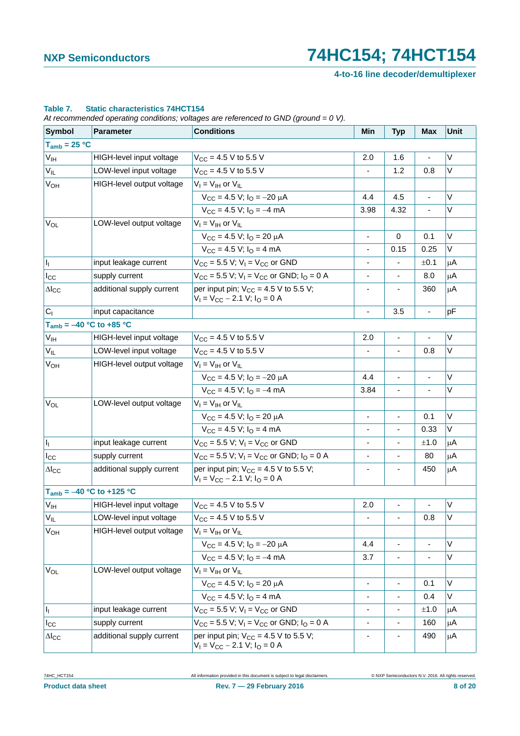**Table 7. Static characteristics 74HCT154**

*At recommended operating conditions; voltages are referenced to GND (ground = 0 V).*

| Symbol | Parameter | Conditions | Min | Typ | Max | Unit |
|---|---|---|---|---|---|---|
| **$T_{amb}$ = 25 °C** | | | | | | |
| $V_{IH}$ | HIGH-level input voltage | $V_{CC}$ = 4.5 V to 5.5 V | 2.0 | 1.6 | - | V |
| $V_{IL}$ | LOW-level input voltage | $V_{CC}$ = 4.5 V to 5.5 V | - | 1.2 | 0.8 | V |
| $V_{OH}$ | HIGH-level output voltage | $V_I = V_{IH}$ or $V_{IL}$ | | | | |
| | | $V_{CC}$ = 4.5 V; $I_O$ = −20 μA | 4.4 | 4.5 | - | V |
| | | $V_{CC}$ = 4.5 V; $I_O$ = −4 mA | 3.98 | 4.32 | - | V |
| $V_{OL}$ | LOW-level output voltage | $V_I = V_{IH}$ or $V_{IL}$ | | | | |
| | | $V_{CC}$ = 4.5 V; $I_O$ = 20 μA | - | 0 | 0.1 | V |
| | | $V_{CC}$ = 4.5 V; $I_O$ = 4 mA | - | 0.15 | 0.25 | V |
| $I_I$ | input leakage current | $V_{CC}$ = 5.5 V; $V_I = V_{CC}$ or GND | - | - | ±0.1 | μA |
| $I_{CC}$ | supply current | $V_{CC}$ = 5.5 V; $V_I = V_{CC}$ or GND; $I_O$ = 0 A | - | - | 8.0 | μA |
| $\Delta I_{CC}$ | additional supply current | per input pin; $V_{CC}$ = 4.5 V to 5.5 V; $V_I = V_{CC} - 2.1$ V; $I_O$ = 0 A | - | - | 360 | μA |
| $C_I$ | input capacitance | | - | 3.5 | - | pF |
| **$T_{amb}$ = −40 °C to +85 °C** | | | | | | |
| $V_{IH}$ | HIGH-level input voltage | $V_{CC}$ = 4.5 V to 5.5 V | 2.0 | - | - | V |
| $V_{IL}$ | LOW-level input voltage | $V_{CC}$ = 4.5 V to 5.5 V | - | - | 0.8 | V |
| $V_{OH}$ | HIGH-level output voltage | $V_I = V_{IH}$ or $V_{IL}$ | | | | |
| | | $V_{CC}$ = 4.5 V; $I_O$ = −20 μA | 4.4 | - | - | V |
| | | $V_{CC}$ = 4.5 V; $I_O$ = −4 mA | 3.84 | - | - | V |
| $V_{OL}$ | LOW-level output voltage | $V_I = V_{IH}$ or $V_{IL}$ | | | | |
| | | $V_{CC}$ = 4.5 V; $I_O$ = 20 μA | - | - | 0.1 | V |
| | | $V_{CC}$ = 4.5 V; $I_O$ = 4 mA | - | - | 0.33 | V |
| $I_I$ | input leakage current | $V_{CC}$ = 5.5 V; $V_I = V_{CC}$ or GND | - | - | ±1.0 | μA |
| $I_{CC}$ | supply current | $V_{CC}$ = 5.5 V; $V_I = V_{CC}$ or GND; $I_O$ = 0 A | - | - | 80 | μA |
| $\Delta I_{CC}$ | additional supply current | per input pin; $V_{CC}$ = 4.5 V to 5.5 V; $V_I = V_{CC} - 2.1$ V; $I_O$ = 0 A | - | - | 450 | μA |
| **$T_{amb}$ = −40 °C to +125 °C** | | | | | | |
| $V_{IH}$ | HIGH-level input voltage | $V_{CC}$ = 4.5 V to 5.5 V | 2.0 | - | - | V |
| $V_{IL}$ | LOW-level input voltage | $V_{CC}$ = 4.5 V to 5.5 V | - | - | 0.8 | V |
| $V_{OH}$ | HIGH-level output voltage | $V_I = V_{IH}$ or $V_{IL}$ | | | | |
| | | $V_{CC}$ = 4.5 V; $I_O$ = −20 μA | 4.4 | - | - | V |
| | | $V_{CC}$ = 4.5 V; $I_O$ = −4 mA | 3.7 | - | - | V |
| $V_{OL}$ | LOW-level output voltage | $V_I = V_{IH}$ or $V_{IL}$ | | | | |
| | | $V_{CC}$ = 4.5 V; $I_O$ = 20 μA | - | - | 0.1 | V |
| | | $V_{CC}$ = 4.5 V; $I_O$ = 4 mA | - | - | 0.4 | V |
| $I_I$ | input leakage current | $V_{CC}$ = 5.5 V; $V_I = V_{CC}$ or GND | - | - | ±1.0 | μA |
| $I_{CC}$ | supply current | $V_{CC}$ = 5.5 V; $V_I = V_{CC}$ or GND; $I_O$ = 0 A | - | - | 160 | μA |
| $\Delta I_{CC}$ | additional supply current | per input pin; $V_{CC}$ = 4.5 V to 5.5 V; $V_I = V_{CC} - 2.1$ V; $I_O$ = 0 A | - | - | 490 | μA |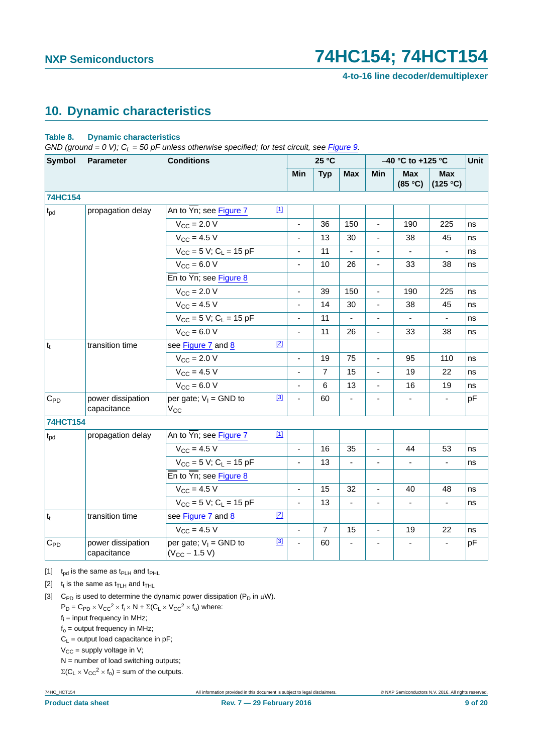## 10. Dynamic characteristics

**Table 8. Dynamic characteristics**

*GND (ground = 0 V); $C_L$ = 50 pF unless otherwise specified; for test circuit, see Figure 9.*

| Symbol | Parameter | Conditions | 25 °C | | | −40 °C to +125 °C | | | Unit |
|---|---|---|---|---|---|---|---|---|---|
| | | | Min | Typ | Max | Min | Max (85 °C) | Max (125 °C) | |
| **74HC154** | | | | | | | | | |
| $t_{pd}$ | propagation delay | $\overline{An}$ to $\overline{Yn}$; see Figure 7 [1] | | | | | | | |
| | | $V_{CC}$ = 2.0 V | - | 36 | 150 | - | 190 | 225 | ns |
| | | $V_{CC}$ = 4.5 V | - | 13 | 30 | - | 38 | 45 | ns |
| | | $V_{CC}$ = 5 V; $C_L$ = 15 pF | - | 11 | - | - | - | - | ns |
| | | $V_{CC}$ = 6.0 V | - | 10 | 26 | - | 33 | 38 | ns |
| | | $\overline{En}$ to $\overline{Yn}$; see Figure 8 | | | | | | | |
| | | $V_{CC}$ = 2.0 V | - | 39 | 150 | - | 190 | 225 | ns |
| | | $V_{CC}$ = 4.5 V | - | 14 | 30 | - | 38 | 45 | ns |
| | | $V_{CC}$ = 5 V; $C_L$ = 15 pF | - | 11 | - | - | - | - | ns |
| | | $V_{CC}$ = 6.0 V | - | 11 | 26 | - | 33 | 38 | ns |
| $t_t$ | transition time | see Figure 7 and 8 [2] | | | | | | | |
| | | $V_{CC}$ = 2.0 V | - | 19 | 75 | - | 95 | 110 | ns |
| | | $V_{CC}$ = 4.5 V | - | 7 | 15 | - | 19 | 22 | ns |
| | | $V_{CC}$ = 6.0 V | - | 6 | 13 | - | 16 | 19 | ns |
| $C_{PD}$ | power dissipation capacitance | per gate; $V_I$ = GND to $V_{CC}$ [3] | - | 60 | - | - | - | - | pF |
| **74HCT154** | | | | | | | | | |
| $t_{pd}$ | propagation delay | $\overline{An}$ to $\overline{Yn}$; see Figure 7 [1] | | | | | | | |
| | | $V_{CC}$ = 4.5 V | - | 16 | 35 | - | 44 | 53 | ns |
| | | $V_{CC}$ = 5 V; $C_L$ = 15 pF | - | 13 | - | - | - | - | ns |
| | | $\overline{En}$ to $\overline{Yn}$; see Figure 8 | | | | | | | |
| | | $V_{CC}$ = 4.5 V | - | 15 | 32 | - | 40 | 48 | ns |
| | | $V_{CC}$ = 5 V; $C_L$ = 15 pF | - | 13 | - | - | - | - | ns |
| $t_t$ | transition time | see Figure 7 and 8 [2] | | | | | | | |
| | | $V_{CC}$ = 4.5 V | - | 7 | 15 | - | 19 | 22 | ns |
| $C_{PD}$ | power dissipation capacitance | per gate; $V_I$ = GND to ($V_{CC}$ − 1.5 V) [3] | - | 60 | - | - | - | - | pF |

[1] $t_{pd}$ is the same as $t_{PLH}$ and $t_{PHL}$

[2] $t_t$ is the same as $t_{TLH}$ and $t_{THL}$

[3] $C_{PD}$ is used to determine the dynamic power dissipation ($P_D$ in μW).

$P_D = C_{PD} \times V_{CC}^2 \times f_i \times N + \Sigma(C_L \times V_{CC}^2 \times f_o)$ where:

$f_i$ = input frequency in MHz;

$f_o$ = output frequency in MHz;

$C_L$ = output load capacitance in pF;

$V_{CC}$ = supply voltage in V;

N = number of load switching outputs;

$\Sigma(C_L \times V_{CC}^2 \times f_o)$ = sum of the outputs.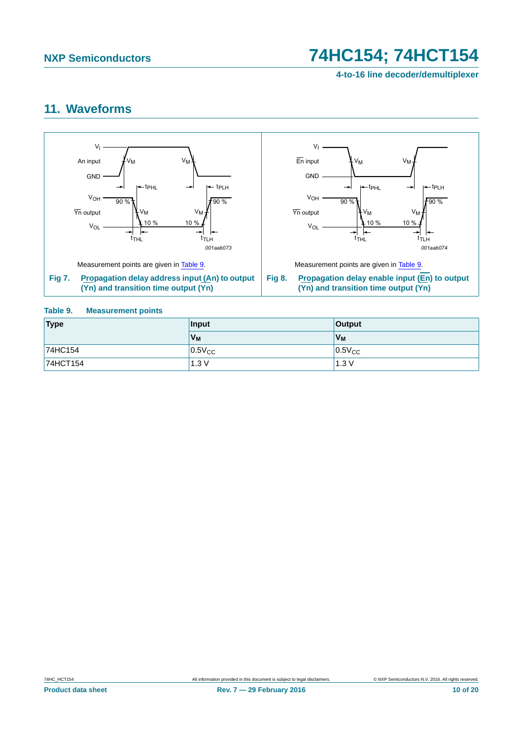## 11. Waveforms

Measurement points are given in Table 9.

**Fig 7. Propagation delay address input (An) to output (Yn) and transition time output (Yn)**

Measurement points are given in Table 9.

**Fig 8. Propagation delay enable input ($\overline{En}$) to output (Yn) and transition time output (Yn)**

**Table 9. Measurement points**

| Type | Input | Output |
|---|---|---|
| | $V_M$ | $V_M$ |
| 74HC154 | $0.5V_{CC}$ | $0.5V_{CC}$ |
| 74HCT154 | 1.3 V | 1.3 V |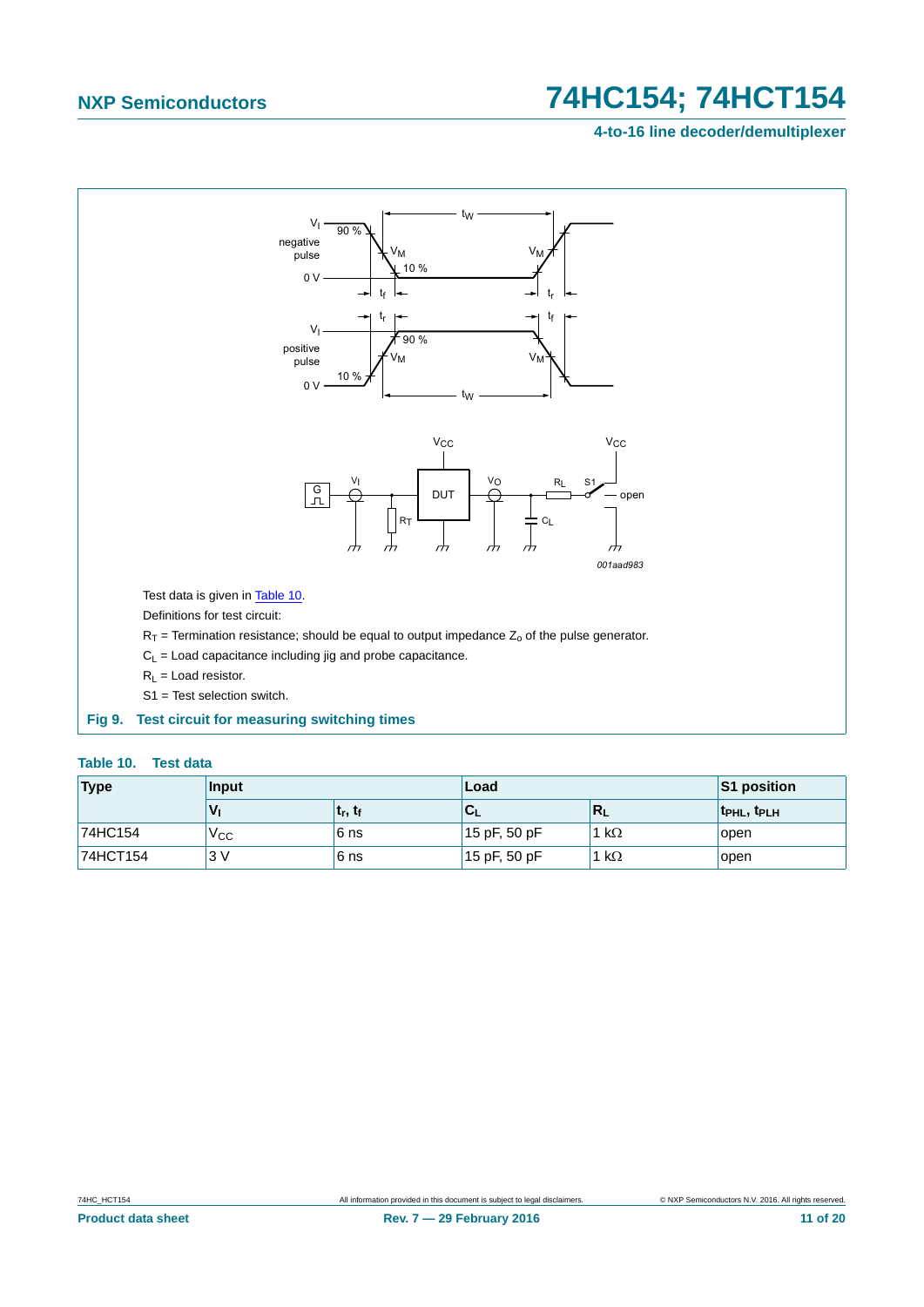Test data is given in Table 10.

Definitions for test circuit:

$R_T$ = Termination resistance; should be equal to output impedance $Z_o$ of the pulse generator.

$C_L$ = Load capacitance including jig and probe capacitance.

$R_L$ = Load resistor.

S1 = Test selection switch.

**Fig 9. Test circuit for measuring switching times**

**Table 10. Test data**

| Type | Input | | Load | | S1 position |
|---|---|---|---|---|---|
| | $V_I$ | $t_r$, $t_f$ | $C_L$ | $R_L$ | $t_{PHL}$, $t_{PLH}$ |
| 74HC154 | $V_{CC}$ | 6 ns | 15 pF, 50 pF | 1 kΩ | open |
| 74HCT154 | 3 V | 6 ns | 15 pF, 50 pF | 1 kΩ | open |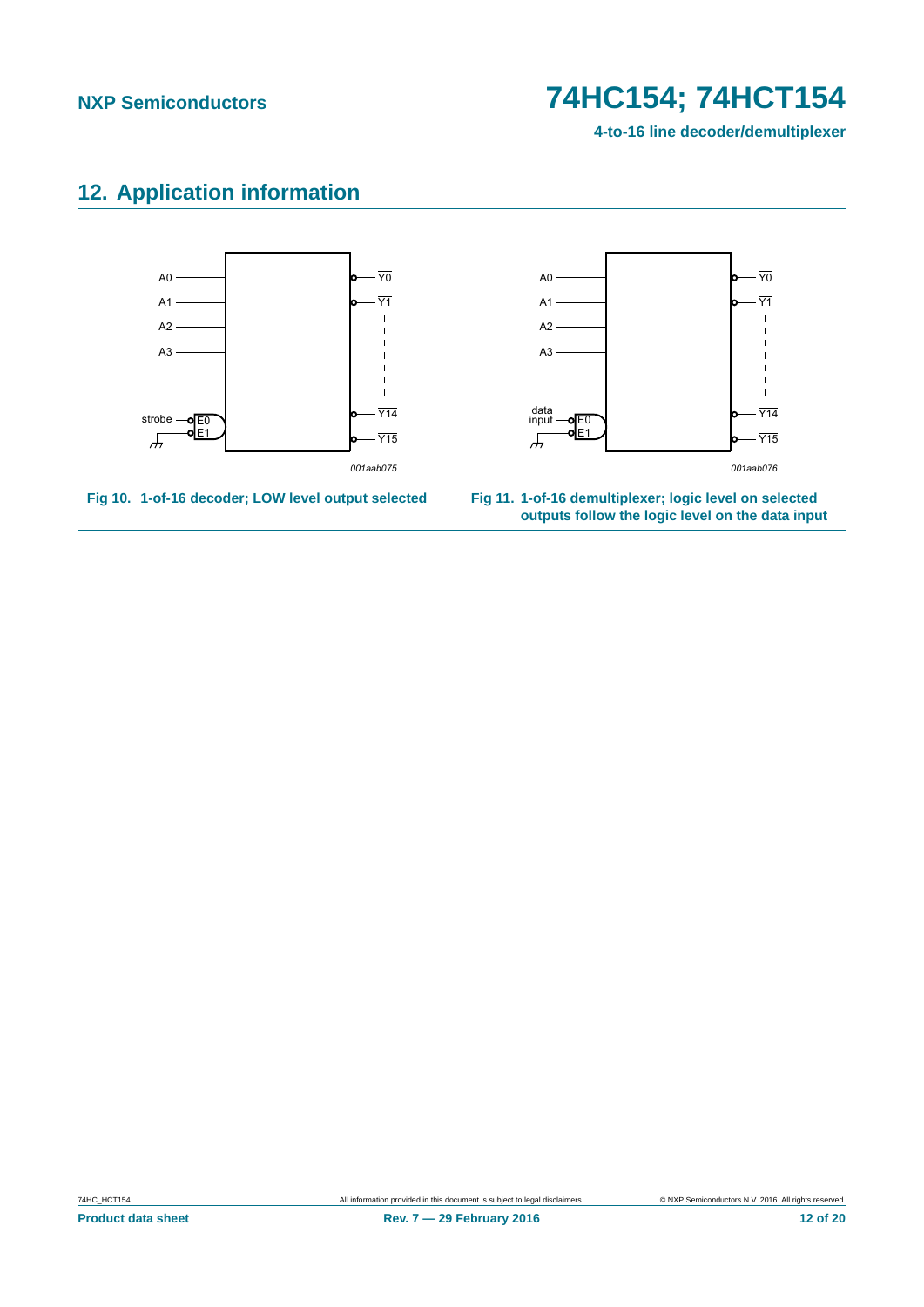## 12. Application information

A0, A1, A2, A3, strobe, E0, E1, Y0, Y1, Y14, Y15

*001aab075*

**Fig 10. 1-of-16 decoder; LOW level output selected**

A0, A1, A2, A3, data input, E0, E1, Y0, Y1, Y14, Y15

*001aab076*

**Fig 11. 1-of-16 demultiplexer; logic level on selected outputs follow the logic level on the data input**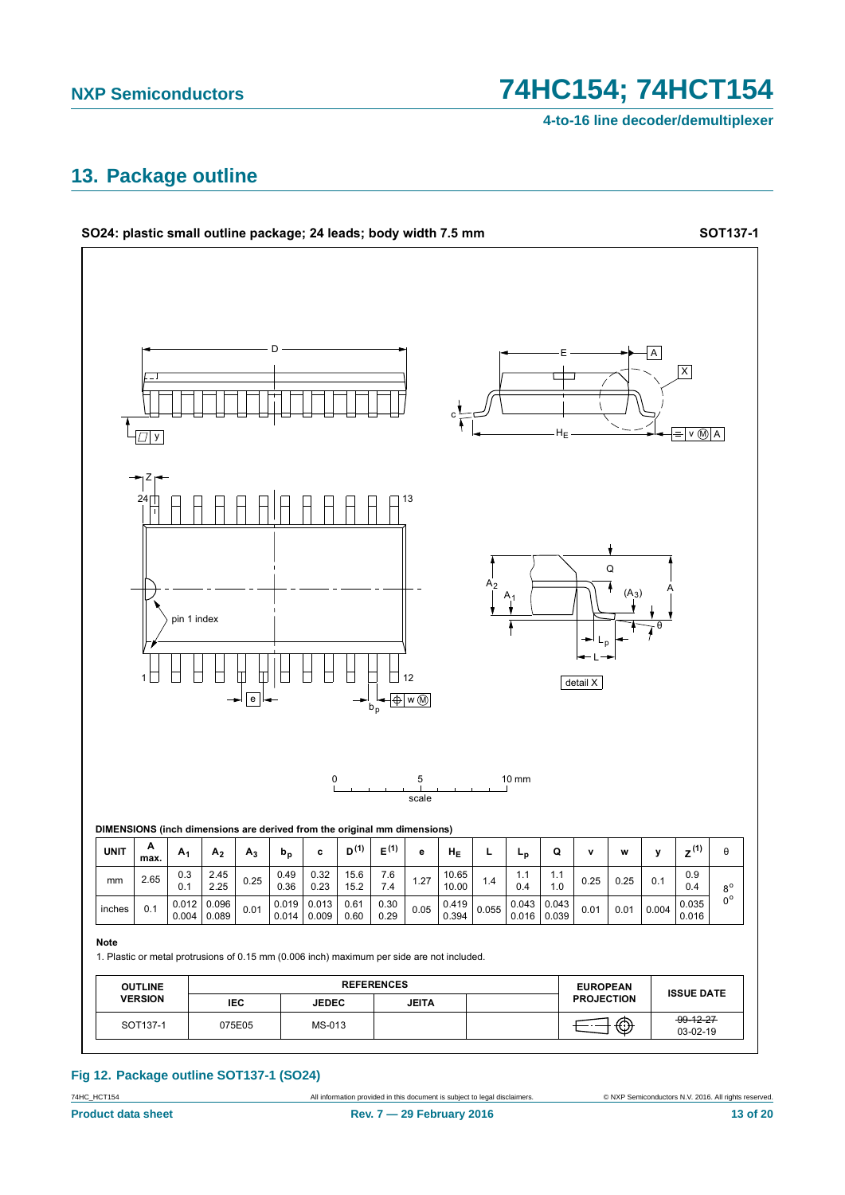## 13. Package outline

**SO24: plastic small outline package; 24 leads; body width 7.5 mm** **SOT137-1**

**DIMENSIONS (inch dimensions are derived from the original mm dimensions)**

| UNIT | A max. | $A_1$ | $A_2$ | $A_3$ | $b_p$ | c | D [(1)] | E [(1)] | e | $H_E$ | L | $L_p$ | Q | v | w | y | Z [(1)] | θ |
|---|---|---|---|---|---|---|---|---|---|---|---|---|---|---|---|---|---|---|
| mm | 2.65 | 0.3<br>0.1 | 2.45<br>2.25 | 0.25 | 0.49<br>0.36 | 0.32<br>0.23 | 15.6<br>15.2 | 7.6<br>7.4 | 1.27 | 10.65<br>10.00 | 1.4 | 1.1<br>0.4 | 1.1<br>1.0 | 0.25 | 0.25 | 0.1 | 0.9<br>0.4 | 8°<br>0° |
| inches | 0.1 | 0.012<br>0.004 | 0.096<br>0.089 | 0.01 | 0.019<br>0.014 | 0.013<br>0.009 | 0.61<br>0.60 | 0.30<br>0.29 | 0.05 | 0.419<br>0.394 | 0.055 | 0.043<br>0.016 | 0.043<br>0.039 | 0.01 | 0.01 | 0.004 | 0.035<br>0.016 | |

**Note**

1. Plastic or metal protrusions of 0.15 mm (0.006 inch) maximum per side are not included.

| OUTLINE VERSION | REFERENCES | | | | EUROPEAN PROJECTION | ISSUE DATE |
|---|---|---|---|---|---|---|
| | IEC | JEDEC | JEITA | | | |
| SOT137-1 | 075E05 | MS-013 | | | | ~~99-12-27~~<br>03-02-19 |

**Fig 12. Package outline SOT137-1 (SO24)**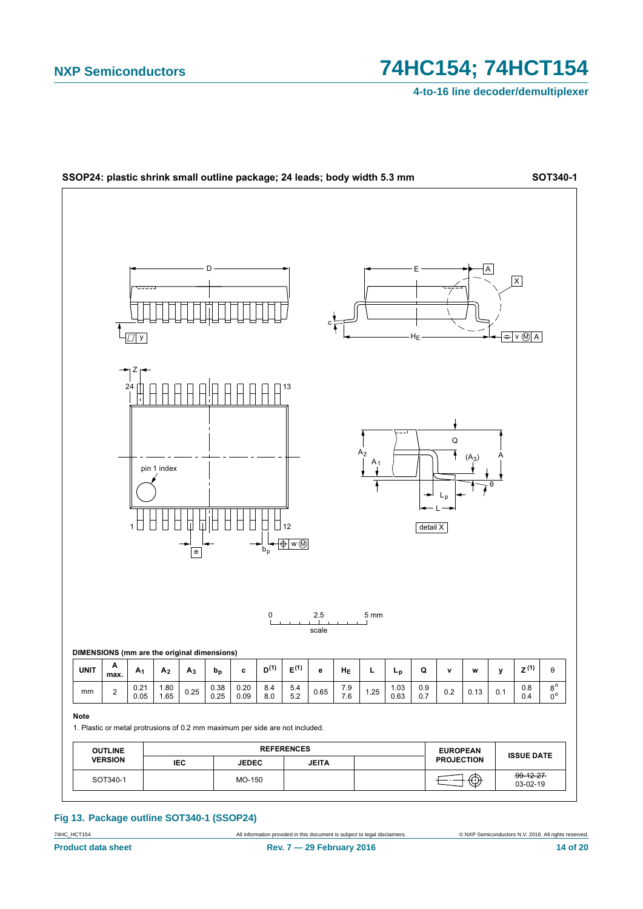**SSOP24: plastic shrink small outline package; 24 leads; body width 5.3 mm** **SOT340-1**

**DIMENSIONS (mm are the original dimensions)**

| UNIT | A max. | $A_1$ | $A_2$ | $A_3$ | $b_p$ | c | D[(1)] | E[(1)] | e | $H_E$ | L | $L_p$ | Q | v | w | y | Z[(1)] | θ |
|---|---|---|---|---|---|---|---|---|---|---|---|---|---|---|---|---|---|---|
| mm | 2 | 0.21<br>0.05 | 1.80<br>1.65 | 0.25 | 0.38<br>0.25 | 0.20<br>0.09 | 8.4<br>8.0 | 5.4<br>5.2 | 0.65 | 7.9<br>7.6 | 1.25 | 1.03<br>0.63 | 0.9<br>0.7 | 0.2 | 0.13 | 0.1 | 0.8<br>0.4 | 8°<br>0° |

**Note**

1. Plastic or metal protrusions of 0.2 mm maximum per side are not included.

| OUTLINE VERSION | REFERENCES | | | | EUROPEAN PROJECTION | ISSUE DATE |
|---|---|---|---|---|---|---|
| | IEC | JEDEC | JEITA | | | |
| SOT340-1 | | MO-150 | | | | ~~99-12-27~~<br>03-02-19 |

**Fig 13. Package outline SOT340-1 (SSOP24)**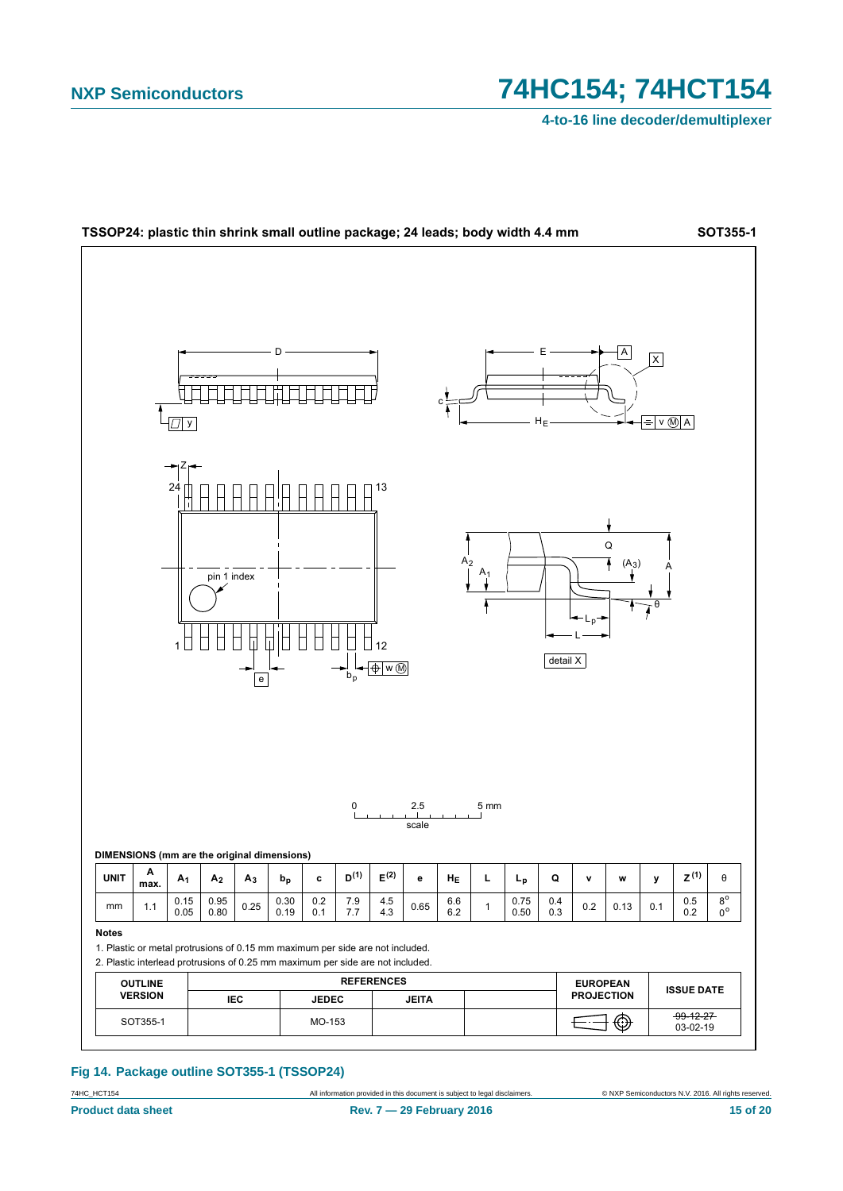**TSSOP24: plastic thin shrink small outline package; 24 leads; body width 4.4 mm** **SOT355-1**

**DIMENSIONS (mm are the original dimensions)**

| UNIT | A max. | $A_1$ | $A_2$ | $A_3$ | $b_p$ | c | $D^{(1)}$ | $E^{(2)}$ | e | $H_E$ | L | $L_p$ | Q | v | w | y | $Z^{(1)}$ | θ |
|---|---|---|---|---|---|---|---|---|---|---|---|---|---|---|---|---|---|---|
| mm | 1.1 | 0.15<br>0.05 | 0.95<br>0.80 | 0.25 | 0.30<br>0.19 | 0.2<br>0.1 | 7.9<br>7.7 | 4.5<br>4.3 | 0.65 | 6.6<br>6.2 | 1 | 0.75<br>0.50 | 0.4<br>0.3 | 0.2 | 0.13 | 0.1 | 0.5<br>0.2 | 8°<br>0° |

**Notes**

1. Plastic or metal protrusions of 0.15 mm maximum per side are not included.
2. Plastic interlead protrusions of 0.25 mm maximum per side are not included.

| OUTLINE VERSION | REFERENCES | | | | EUROPEAN PROJECTION | ISSUE DATE |
|---|---|---|---|---|---|---|
| | IEC | JEDEC | JEITA | | | |
| SOT355-1 | | MO-153 | | | | ~~99-12-27~~<br>03-02-19 |

**Fig 14. Package outline SOT355-1 (TSSOP24)**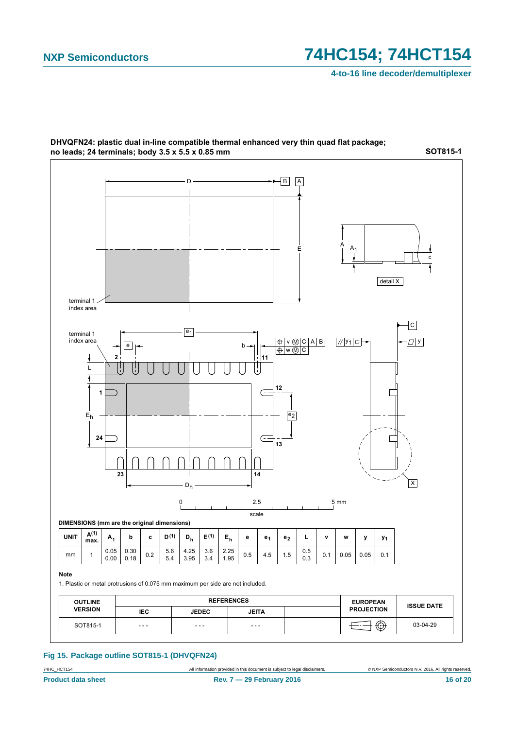**DHVQFN24: plastic dual in-line compatible thermal enhanced very thin quad flat package; no leads; 24 terminals; body 3.5 x 5.5 x 0.85 mm** **SOT815-1**

**DIMENSIONS (mm are the original dimensions)**

| UNIT | A(1) max. | $A_1$ | b | c | D(1) | $D_h$ | E(1) | $E_h$ | e | $e_1$ | $e_2$ | L | v | w | y | $y_1$ |
|---|---|---|---|---|---|---|---|---|---|---|---|---|---|---|---|---|
| mm | 1 | 0.05<br>0.00 | 0.30<br>0.18 | 0.2 | 5.6<br>5.4 | 4.25<br>3.95 | 3.6<br>3.4 | 2.25<br>1.95 | 0.5 | 4.5 | 1.5 | 0.5<br>0.3 | 0.1 | 0.05 | 0.05 | 0.1 |

**Note**

1. Plastic or metal protrusions of 0.075 mm maximum per side are not included.

| OUTLINE VERSION | REFERENCES | | | | EUROPEAN PROJECTION | ISSUE DATE |
|---|---|---|---|---|---|---|
| | IEC | JEDEC | JEITA | | | |
| SOT815-1 | - - - | - - - | - - - | | | 03-04-29 |

**Fig 15. Package outline SOT815-1 (DHVQFN24)**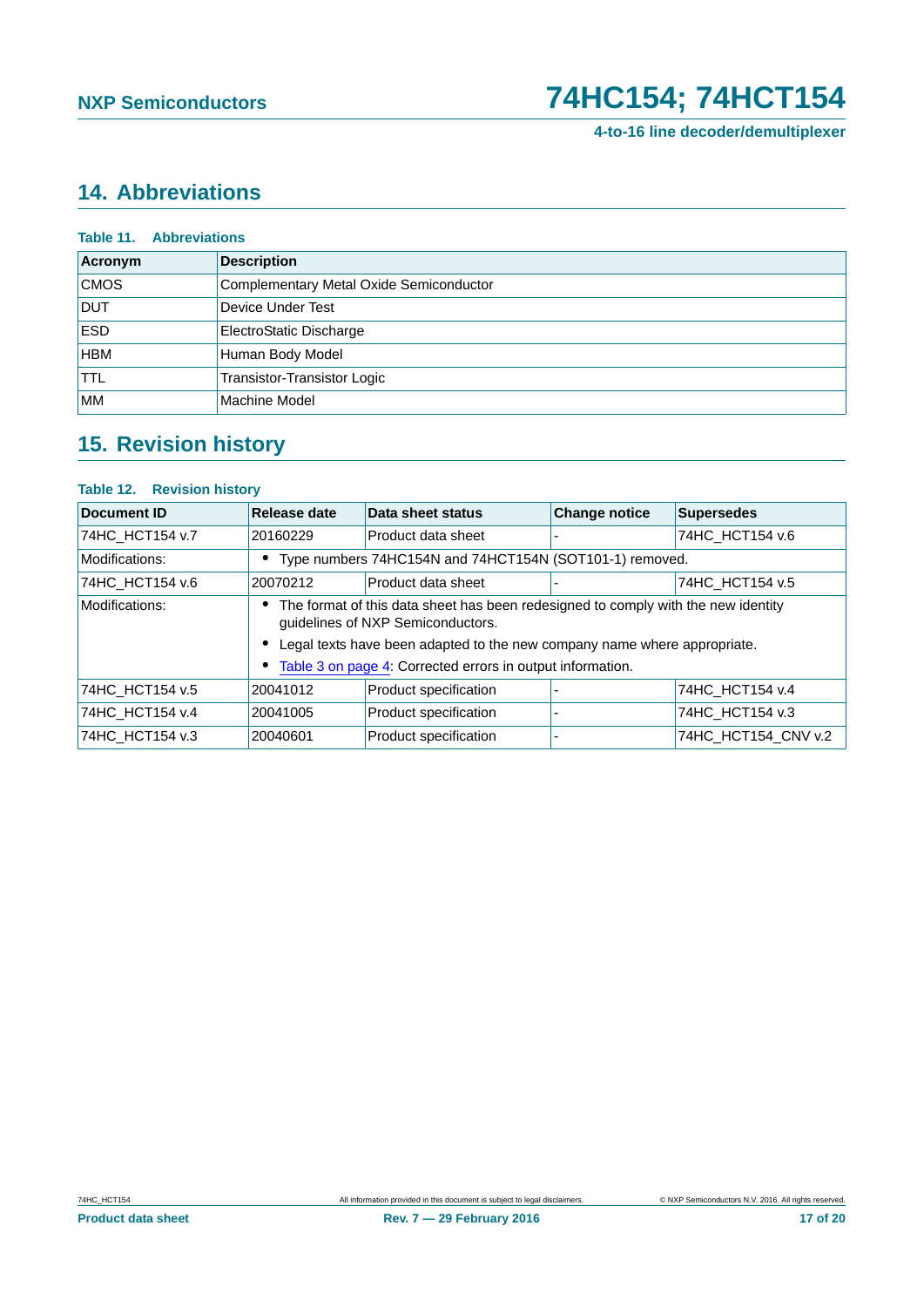## 14. Abbreviations

**Table 11. Abbreviations**

| Acronym | Description |
|---|---|
| CMOS | Complementary Metal Oxide Semiconductor |
| DUT | Device Under Test |
| ESD | ElectroStatic Discharge |
| HBM | Human Body Model |
| TTL | Transistor-Transistor Logic |
| MM | Machine Model |

## 15. Revision history

**Table 12. Revision history**

| Document ID | Release date | Data sheet status | Change notice | Supersedes |
|---|---|---|---|---|
| 74HC_HCT154 v.7 | 20160229 | Product data sheet | - | 74HC_HCT154 v.6 |
| Modifications: | • Type numbers 74HC154N and 74HCT154N (SOT101-1) removed. | | | |
| 74HC_HCT154 v.6 | 20070212 | Product data sheet | - | 74HC_HCT154 v.5 |
| Modifications: | • The format of this data sheet has been redesigned to comply with the new identity guidelines of NXP Semiconductors. • Legal texts have been adapted to the new company name where appropriate. • Table 3 on page 4: Corrected errors in output information. | | | |
| 74HC_HCT154 v.5 | 20041012 | Product specification | - | 74HC_HCT154 v.4 |
| 74HC_HCT154 v.4 | 20041005 | Product specification | - | 74HC_HCT154 v.3 |
| 74HC_HCT154 v.3 | 20040601 | Product specification | - | 74HC_HCT154_CNV v.2 |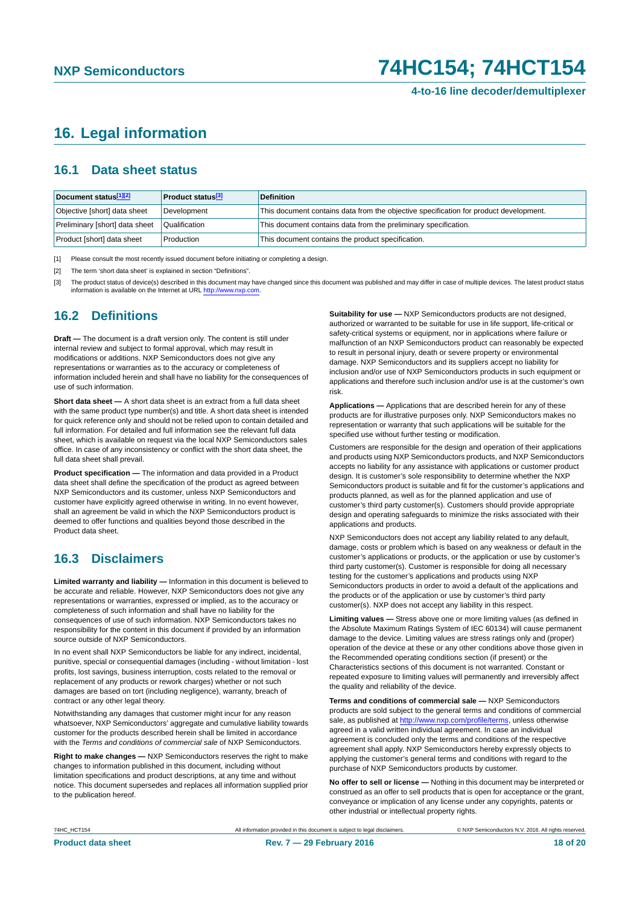# 16. Legal information

## 16.1 Data sheet status

| Document status[1][2] | Product status[3] | Definition |
|---|---|---|
| Objective [short] data sheet | Development | This document contains data from the objective specification for product development. |
| Preliminary [short] data sheet | Qualification | This document contains data from the preliminary specification. |
| Product [short] data sheet | Production | This document contains the product specification. |

[1] Please consult the most recently issued document before initiating or completing a design.

[2] The term 'short data sheet' is explained in section "Definitions".

[3] The product status of device(s) described in this document may have changed since this document was published and may differ in case of multiple devices. The latest product status information is available on the Internet at URL http://www.nxp.com.

## 16.2 Definitions

**Draft —** The document is a draft version only. The content is still under internal review and subject to formal approval, which may result in modifications or additions. NXP Semiconductors does not give any representations or warranties as to the accuracy or completeness of information included herein and shall have no liability for the consequences of use of such information.

**Short data sheet —** A short data sheet is an extract from a full data sheet with the same product type number(s) and title. A short data sheet is intended for quick reference only and should not be relied upon to contain detailed and full information. For detailed and full information see the relevant full data sheet, which is available on request via the local NXP Semiconductors sales office. In case of any inconsistency or conflict with the short data sheet, the full data sheet shall prevail.

**Product specification —** The information and data provided in a Product data sheet shall define the specification of the product as agreed between NXP Semiconductors and its customer, unless NXP Semiconductors and customer have explicitly agreed otherwise in writing. In no event however, shall an agreement be valid in which the NXP Semiconductors product is deemed to offer functions and qualities beyond those described in the Product data sheet.

## 16.3 Disclaimers

**Limited warranty and liability —** Information in this document is believed to be accurate and reliable. However, NXP Semiconductors does not give any representations or warranties, expressed or implied, as to the accuracy or completeness of such information and shall have no liability for the consequences of use of such information. NXP Semiconductors takes no responsibility for the content in this document if provided by an information source outside of NXP Semiconductors.

In no event shall NXP Semiconductors be liable for any indirect, incidental, punitive, special or consequential damages (including - without limitation - lost profits, lost savings, business interruption, costs related to the removal or replacement of any products or rework charges) whether or not such damages are based on tort (including negligence), warranty, breach of contract or any other legal theory.

Notwithstanding any damages that customer might incur for any reason whatsoever, NXP Semiconductors' aggregate and cumulative liability towards customer for the products described herein shall be limited in accordance with the *Terms and conditions of commercial sale* of NXP Semiconductors.

**Right to make changes —** NXP Semiconductors reserves the right to make changes to information published in this document, including without limitation specifications and product descriptions, at any time and without notice. This document supersedes and replaces all information supplied prior to the publication hereof.

**Suitability for use —** NXP Semiconductors products are not designed, authorized or warranted to be suitable for use in life support, life-critical or safety-critical systems or equipment, nor in applications where failure or malfunction of an NXP Semiconductors product can reasonably be expected to result in personal injury, death or severe property or environmental damage. NXP Semiconductors and its suppliers accept no liability for inclusion and/or use of NXP Semiconductors products in such equipment or applications and therefore such inclusion and/or use is at the customer's own risk.

**Applications —** Applications that are described herein for any of these products are for illustrative purposes only. NXP Semiconductors makes no representation or warranty that such applications will be suitable for the specified use without further testing or modification.

Customers are responsible for the design and operation of their applications and products using NXP Semiconductors products, and NXP Semiconductors accepts no liability for any assistance with applications or customer product design. It is customer's sole responsibility to determine whether the NXP Semiconductors product is suitable and fit for the customer's applications and products planned, as well as for the planned application and use of customer's third party customer(s). Customers should provide appropriate design and operating safeguards to minimize the risks associated with their applications and products.

NXP Semiconductors does not accept any liability related to any default, damage, costs or problem which is based on any weakness or default in the customer's applications or products, or the application or use by customer's third party customer(s). Customer is responsible for doing all necessary testing for the customer's applications and products using NXP Semiconductors products in order to avoid a default of the applications and the products or of the application or use by customer's third party customer(s). NXP does not accept any liability in this respect.

**Limiting values —** Stress above one or more limiting values (as defined in the Absolute Maximum Ratings System of IEC 60134) will cause permanent damage to the device. Limiting values are stress ratings only and (proper) operation of the device at these or any other conditions above those given in the Recommended operating conditions section (if present) or the Characteristics sections of this document is not warranted. Constant or repeated exposure to limiting values will permanently and irreversibly affect the quality and reliability of the device.

**Terms and conditions of commercial sale —** NXP Semiconductors products are sold subject to the general terms and conditions of commercial sale, as published at http://www.nxp.com/profile/terms, unless otherwise agreed in a valid written individual agreement. In case an individual agreement is concluded only the terms and conditions of the respective agreement shall apply. NXP Semiconductors hereby expressly objects to applying the customer's general terms and conditions with regard to the purchase of NXP Semiconductors products by customer.

**No offer to sell or license —** Nothing in this document may be interpreted or construed as an offer to sell products that is open for acceptance or the grant, conveyance or implication of any license under any copyrights, patents or other industrial or intellectual property rights.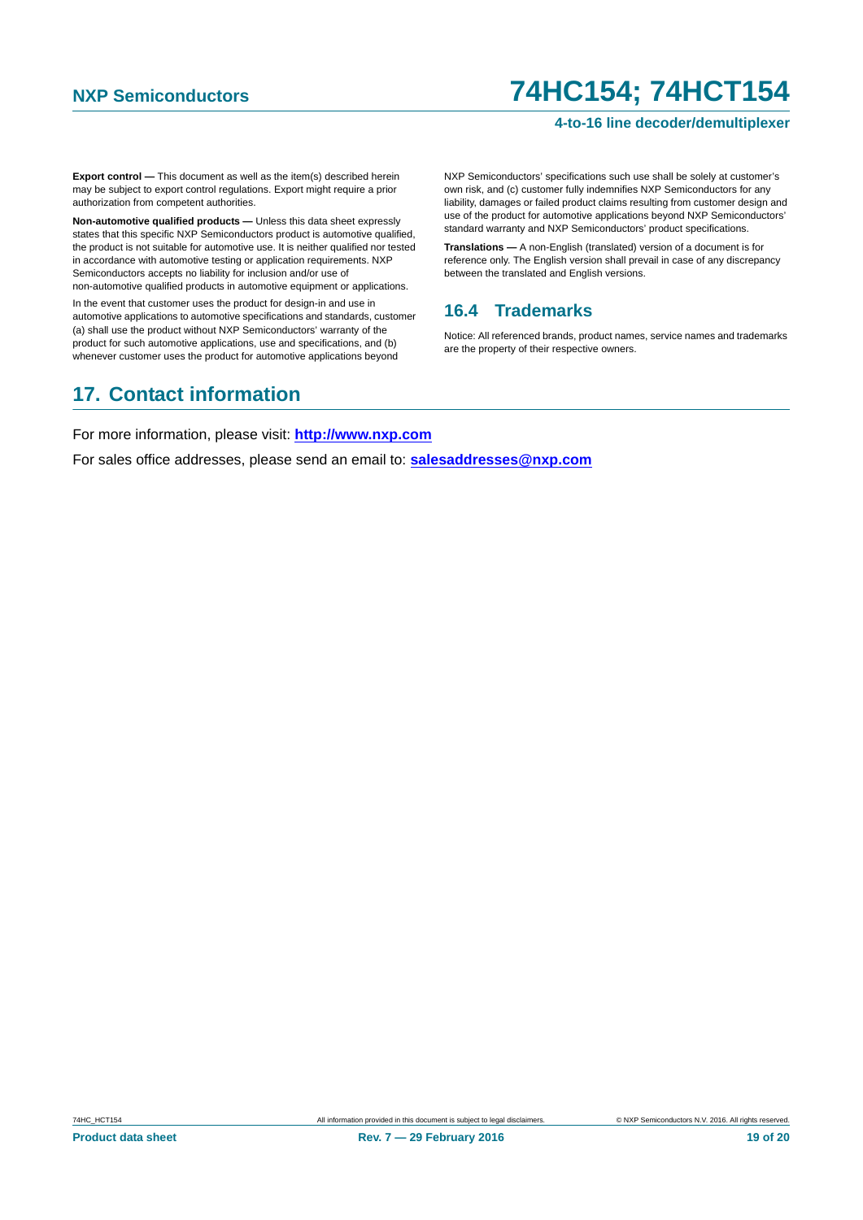**Export control —** This document as well as the item(s) described herein may be subject to export control regulations. Export might require a prior authorization from competent authorities.

**Non-automotive qualified products —** Unless this data sheet expressly states that this specific NXP Semiconductors product is automotive qualified, the product is not suitable for automotive use. It is neither qualified nor tested in accordance with automotive testing or application requirements. NXP Semiconductors accepts no liability for inclusion and/or use of non-automotive qualified products in automotive equipment or applications.

In the event that customer uses the product for design-in and use in automotive applications to automotive specifications and standards, customer (a) shall use the product without NXP Semiconductors' warranty of the product for such automotive applications, use and specifications, and (b) whenever customer uses the product for automotive applications beyond NXP Semiconductors' specifications such use shall be solely at customer's own risk, and (c) customer fully indemnifies NXP Semiconductors for any liability, damages or failed product claims resulting from customer design and use of the product for automotive applications beyond NXP Semiconductors' standard warranty and NXP Semiconductors' product specifications.

**Translations —** A non-English (translated) version of a document is for reference only. The English version shall prevail in case of any discrepancy between the translated and English versions.

### 16.4 Trademarks

Notice: All referenced brands, product names, service names and trademarks are the property of their respective owners.

## 17. Contact information

For more information, please visit: **http://www.nxp.com**

For sales office addresses, please send an email to: **salesaddresses@nxp.com**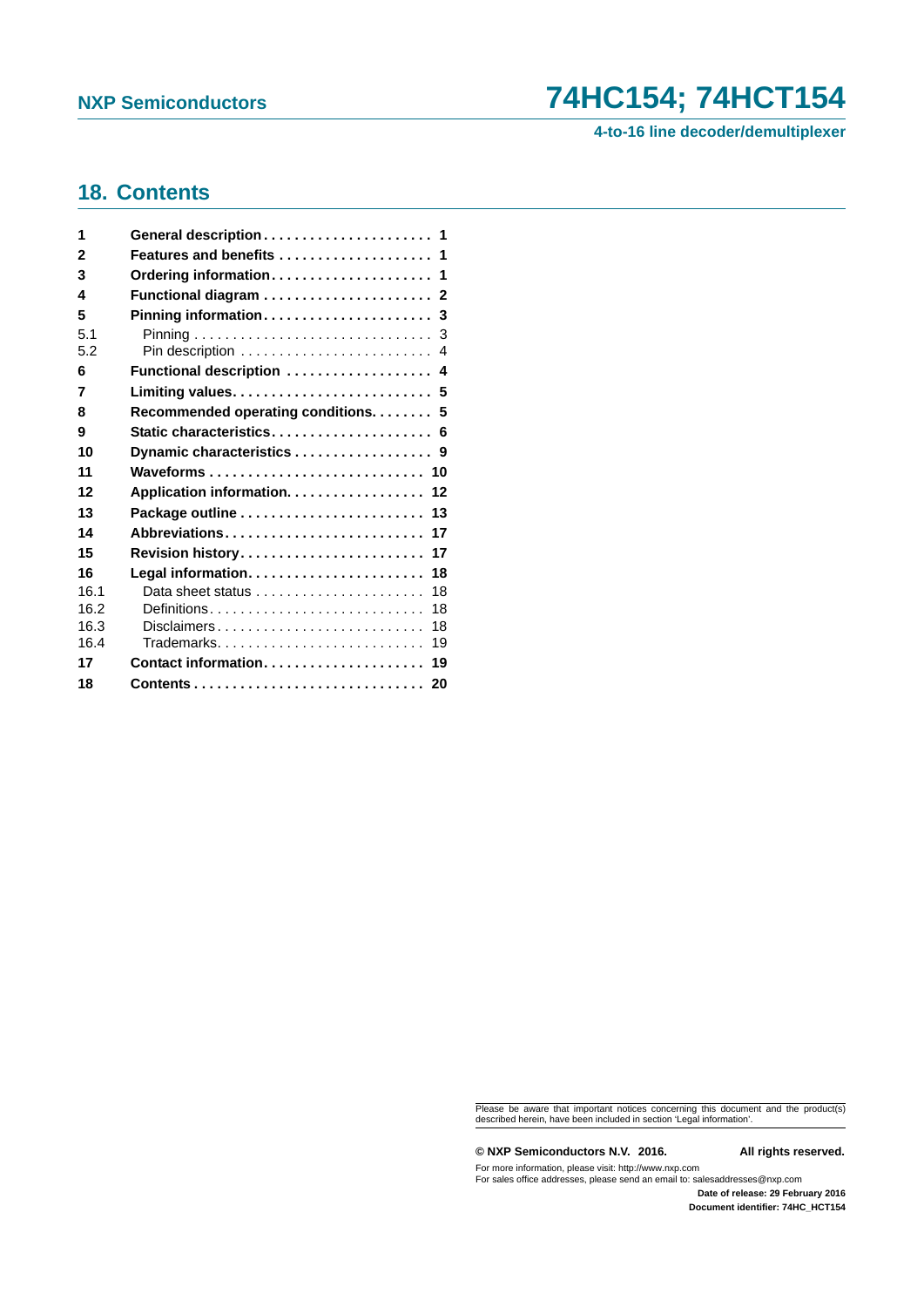## 18. Contents

| | | |
|---|---|---|
| **1** | **General description** | **1** |
| **2** | **Features and benefits** | **1** |
| **3** | **Ordering information** | **1** |
| **4** | **Functional diagram** | **2** |
| **5** | **Pinning information** | **3** |
| 5.1 | Pinning | 3 |
| 5.2 | Pin description | 4 |
| **6** | **Functional description** | **4** |
| **7** | **Limiting values** | **5** |
| **8** | **Recommended operating conditions** | **5** |
| **9** | **Static characteristics** | **6** |
| **10** | **Dynamic characteristics** | **9** |
| **11** | **Waveforms** | **10** |
| **12** | **Application information** | **12** |
| **13** | **Package outline** | **13** |
| **14** | **Abbreviations** | **17** |
| **15** | **Revision history** | **17** |
| **16** | **Legal information** | **18** |
| 16.1 | Data sheet status | 18 |
| 16.2 | Definitions | 18 |
| 16.3 | Disclaimers | 18 |
| 16.4 | Trademarks | 19 |
| **17** | **Contact information** | **19** |
| **18** | **Contents** | **20** |

Please be aware that important notices concerning this document and the product(s) described herein, have been included in section 'Legal information'.

**© NXP Semiconductors N.V. 2016.** **All rights reserved.**

For more information, please visit: http://www.nxp.com
For sales office addresses, please send an email to: salesaddresses@nxp.com

**Date of release: 29 February 2016**
**Document identifier: 74HC_HCT154**